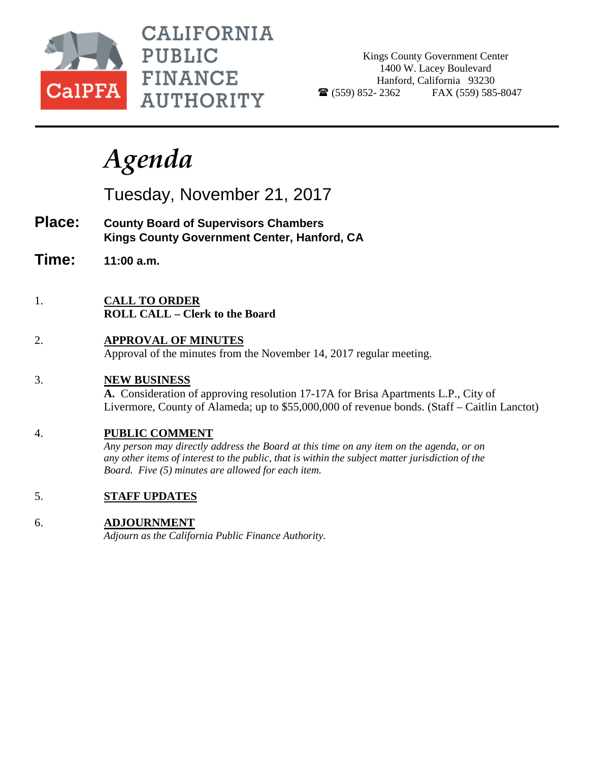CALIFORNIA PUBLIC FINANCE AUTHORITY

CalPFA

Kings County Government Center
1400 W. Lacey Boulevard
Hanford, California 93230
☎ (559) 852- 2362 FAX (559) 585-8047

# *Agenda*

Tuesday, November 21, 2017

**Place:** **County Board of Supervisors Chambers**
**Kings County Government Center, Hanford, CA**

**Time:** **11:00 a.m.**

1. **CALL TO ORDER**
   **ROLL CALL – Clerk to the Board**

2. **APPROVAL OF MINUTES**
   Approval of the minutes from the November 14, 2017 regular meeting.

3. **NEW BUSINESS**
   **A.** Consideration of approving resolution 17-17A for Brisa Apartments L.P., City of Livermore, County of Alameda; up to $55,000,000 of revenue bonds. (Staff – Caitlin Lanctot)

4. **PUBLIC COMMENT**
   *Any person may directly address the Board at this time on any item on the agenda, or on any other items of interest to the public, that is within the subject matter jurisdiction of the Board. Five (5) minutes are allowed for each item.*

5. **STAFF UPDATES**

6. **ADJOURNMENT**
   *Adjourn as the California Public Finance Authority.*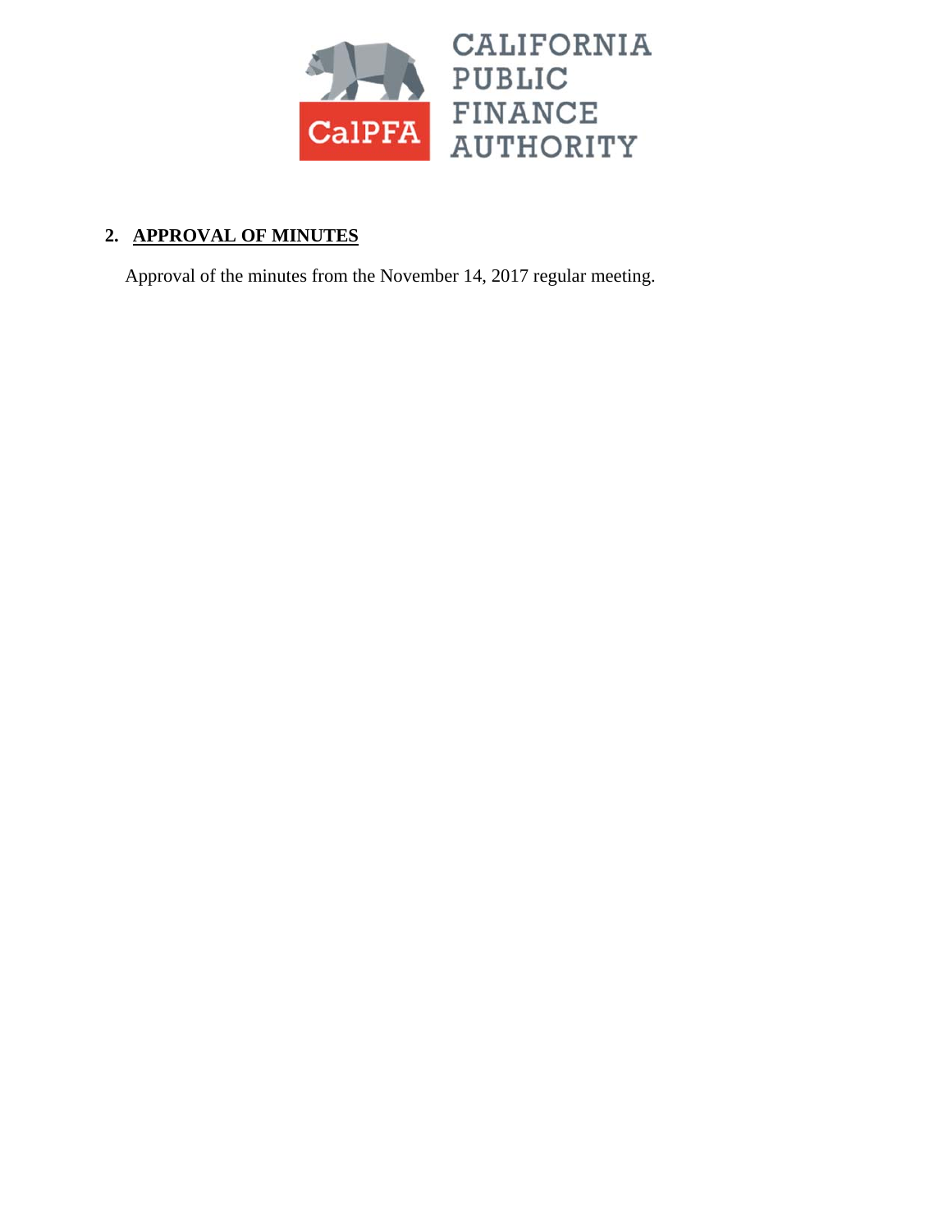## 2. APPROVAL OF MINUTES

Approval of the minutes from the November 14, 2017 regular meeting.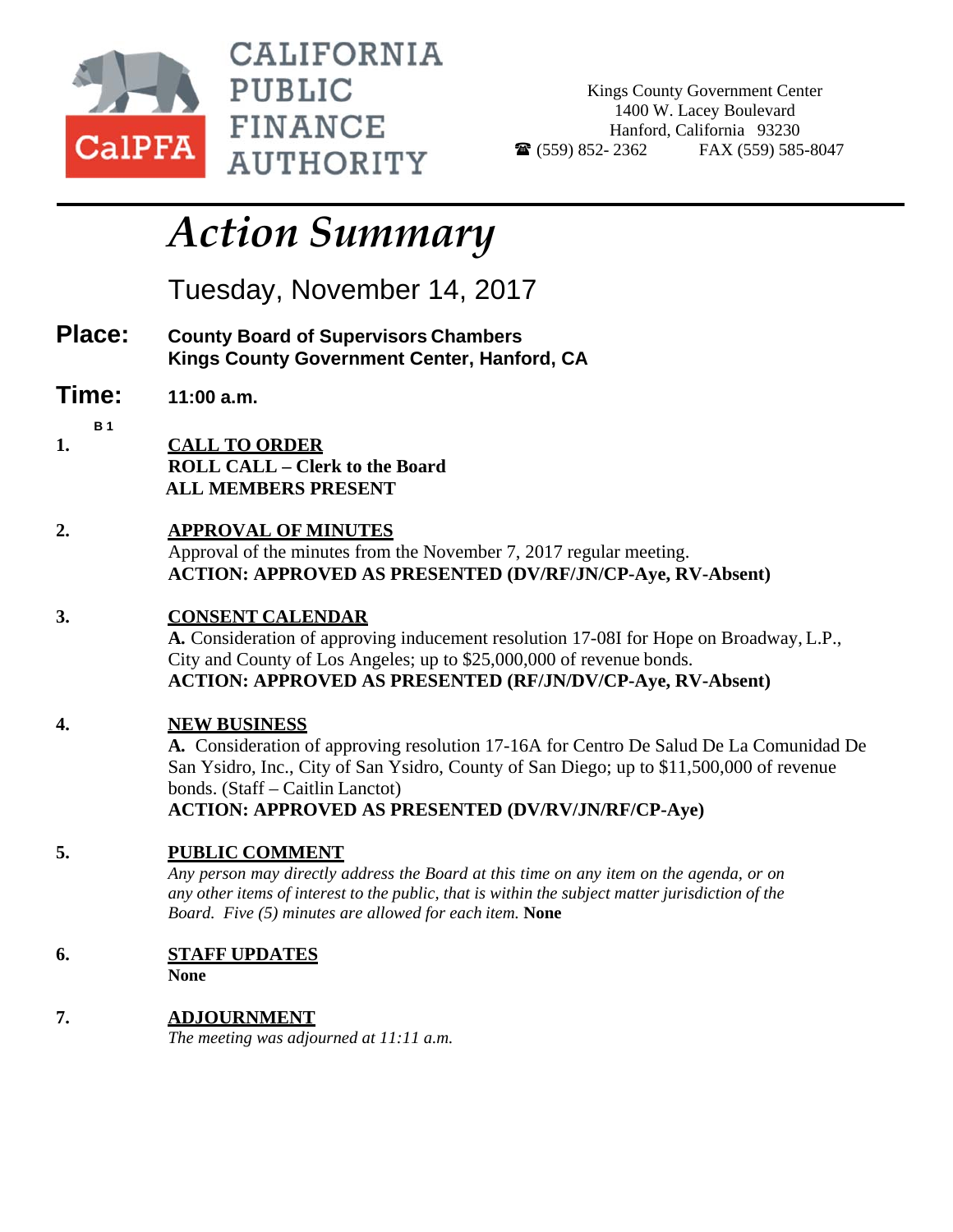CALIFORNIA PUBLIC FINANCE AUTHORITY

CalPFA

Kings County Government Center
1400 W. Lacey Boulevard
Hanford, California 93230
☎ (559) 852- 2362 FAX (559) 585-8047

# *Action Summary*

## Tuesday, November 14, 2017

**Place:** **County Board of Supervisors Chambers**
**Kings County Government Center, Hanford, CA**

**Time:** **11:00 a.m.**

B 1

**1.** **<u>CALL TO ORDER</u>**
**ROLL CALL – Clerk to the Board**
**ALL MEMBERS PRESENT**

**2.** **<u>APPROVAL OF MINUTES</u>**
Approval of the minutes from the November 7, 2017 regular meeting.
**ACTION: APPROVED AS PRESENTED (DV/RF/JN/CP-Aye, RV-Absent)**

**3.** **<u>CONSENT CALENDAR</u>**
**A.** Consideration of approving inducement resolution 17-08I for Hope on Broadway, L.P., City and County of Los Angeles; up to $25,000,000 of revenue bonds.
**ACTION: APPROVED AS PRESENTED (RF/JN/DV/CP-Aye, RV-Absent)**

**4.** **<u>NEW BUSINESS</u>**
**A.** Consideration of approving resolution 17-16A for Centro De Salud De La Comunidad De San Ysidro, Inc., City of San Ysidro, County of San Diego; up to $11,500,000 of revenue bonds. (Staff – Caitlin Lanctot)
**ACTION: APPROVED AS PRESENTED (DV/RV/JN/RF/CP-Aye)**

**5.** **<u>PUBLIC COMMENT</u>**
*Any person may directly address the Board at this time on any item on the agenda, or on any other items of interest to the public, that is within the subject matter jurisdiction of the Board. Five (5) minutes are allowed for each item.* **None**

**6.** **<u>STAFF UPDATES</u>**
**None**

**7.** **<u>ADJOURNMENT</u>**
*The meeting was adjourned at 11:11 a.m.*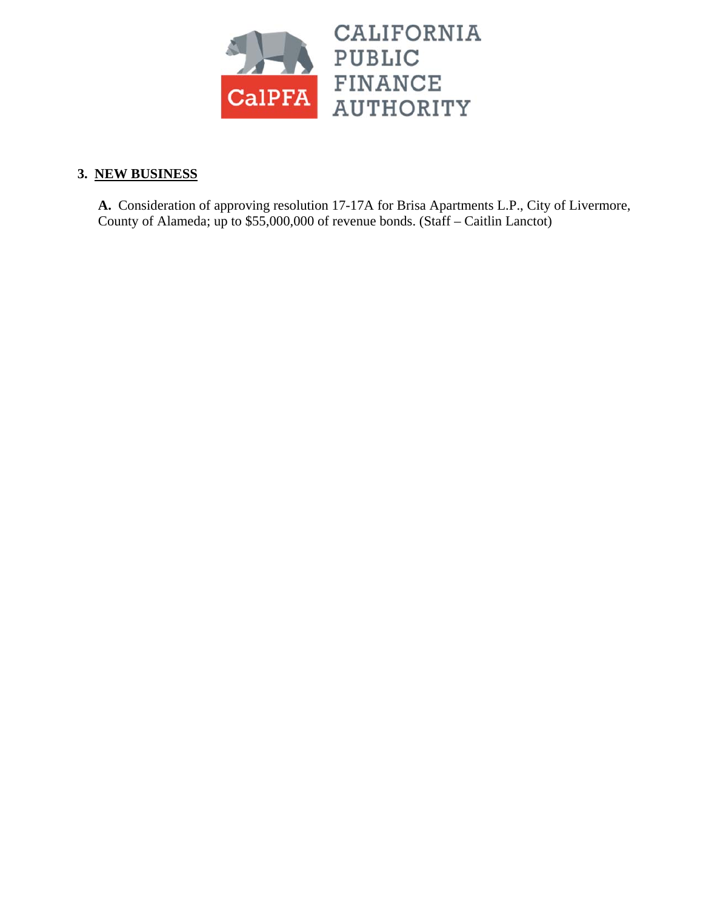CALIFORNIA PUBLIC FINANCE AUTHORITY

CalPFA

## 3. NEW BUSINESS

**A.** Consideration of approving resolution 17-17A for Brisa Apartments L.P., City of Livermore, County of Alameda; up to $55,000,000 of revenue bonds. (Staff – Caitlin Lanctot)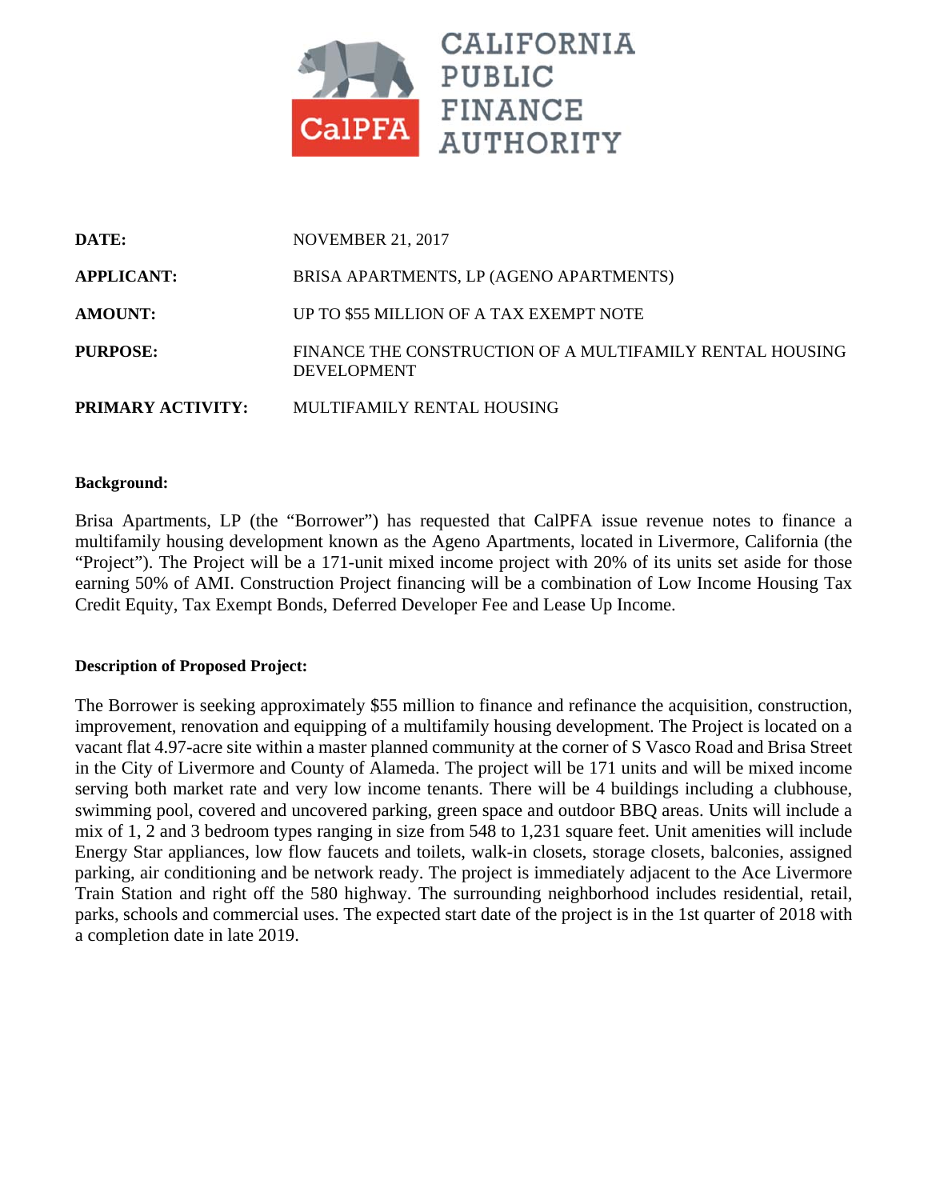# CALIFORNIA PUBLIC FINANCE AUTHORITY

CalPFA

| | |
|---|---|
| **DATE:** | NOVEMBER 21, 2017 |
| **APPLICANT:** | BRISA APARTMENTS, LP (AGENO APARTMENTS) |
| **AMOUNT:** | UP TO $55 MILLION OF A TAX EXEMPT NOTE |
| **PURPOSE:** | FINANCE THE CONSTRUCTION OF A MULTIFAMILY RENTAL HOUSING DEVELOPMENT |
| **PRIMARY ACTIVITY:** | MULTIFAMILY RENTAL HOUSING |

**Background:**

Brisa Apartments, LP (the "Borrower") has requested that CalPFA issue revenue notes to finance a multifamily housing development known as the Ageno Apartments, located in Livermore, California (the "Project"). The Project will be a 171-unit mixed income project with 20% of its units set aside for those earning 50% of AMI. Construction Project financing will be a combination of Low Income Housing Tax Credit Equity, Tax Exempt Bonds, Deferred Developer Fee and Lease Up Income.

**Description of Proposed Project:**

The Borrower is seeking approximately $55 million to finance and refinance the acquisition, construction, improvement, renovation and equipping of a multifamily housing development. The Project is located on a vacant flat 4.97-acre site within a master planned community at the corner of S Vasco Road and Brisa Street in the City of Livermore and County of Alameda. The project will be 171 units and will be mixed income serving both market rate and very low income tenants. There will be 4 buildings including a clubhouse, swimming pool, covered and uncovered parking, green space and outdoor BBQ areas. Units will include a mix of 1, 2 and 3 bedroom types ranging in size from 548 to 1,231 square feet. Unit amenities will include Energy Star appliances, low flow faucets and toilets, walk-in closets, storage closets, balconies, assigned parking, air conditioning and be network ready. The project is immediately adjacent to the Ace Livermore Train Station and right off the 580 highway. The surrounding neighborhood includes residential, retail, parks, schools and commercial uses. The expected start date of the project is in the 1st quarter of 2018 with a completion date in late 2019.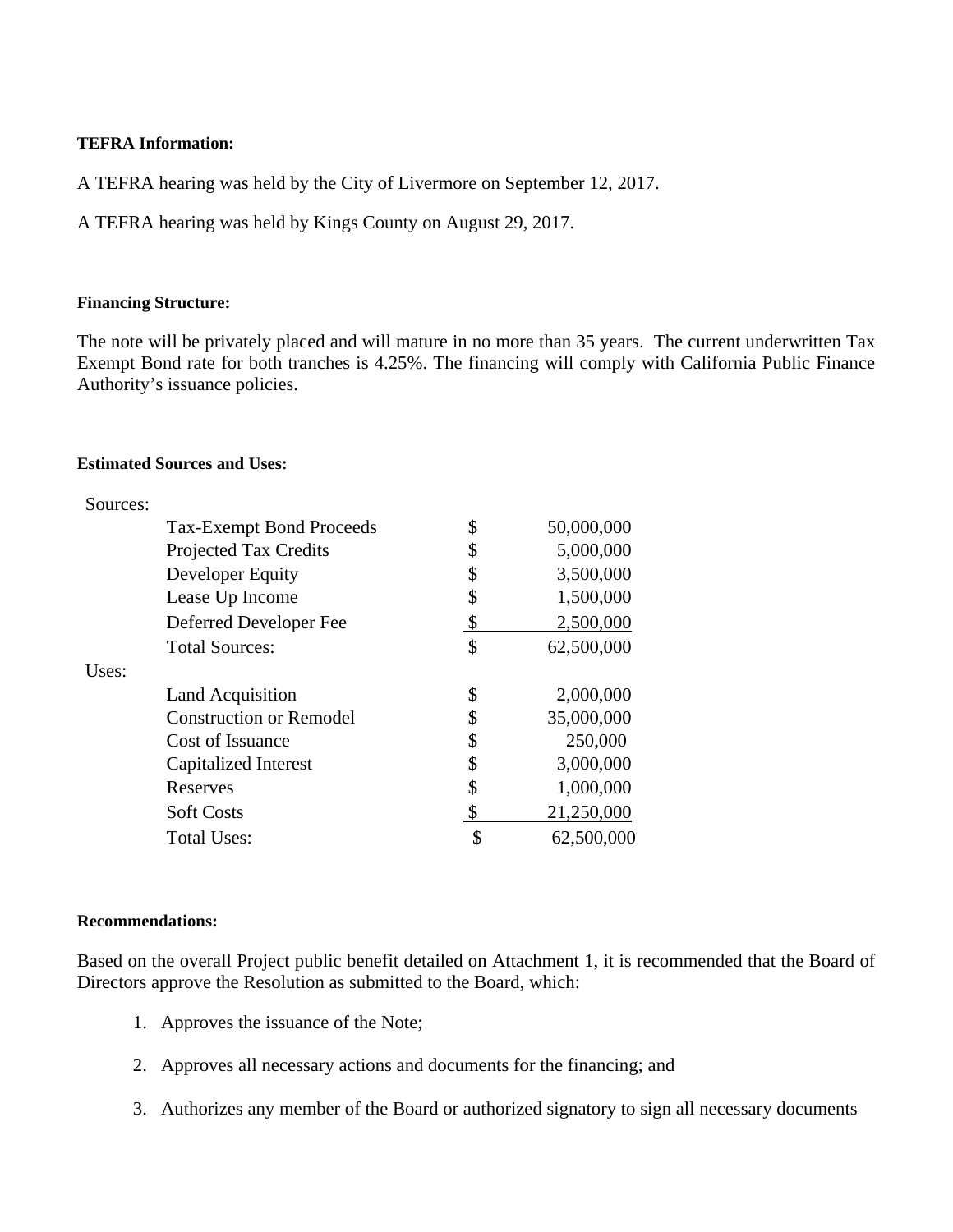**TEFRA Information:**

A TEFRA hearing was held by the City of Livermore on September 12, 2017.

A TEFRA hearing was held by Kings County on August 29, 2017.

**Financing Structure:**

The note will be privately placed and will mature in no more than 35 years. The current underwritten Tax Exempt Bond rate for both tranches is 4.25%. The financing will comply with California Public Finance Authority's issuance policies.

**Estimated Sources and Uses:**

| | | | |
|---|---|---|---|
| Sources: | | | |
| | Tax-Exempt Bond Proceeds | $ | 50,000,000 |
| | Projected Tax Credits | $ | 5,000,000 |
| | Developer Equity | $ | 3,500,000 |
| | Lease Up Income | $ | 1,500,000 |
| | Deferred Developer Fee | $ | 2,500,000 |
| | Total Sources: | $ | 62,500,000 |
| Uses: | | | |
| | Land Acquisition | $ | 2,000,000 |
| | Construction or Remodel | $ | 35,000,000 |
| | Cost of Issuance | $ | 250,000 |
| | Capitalized Interest | $ | 3,000,000 |
| | Reserves | $ | 1,000,000 |
| | Soft Costs | $ | 21,250,000 |
| | Total Uses: | $ | 62,500,000 |

**Recommendations:**

Based on the overall Project public benefit detailed on Attachment 1, it is recommended that the Board of Directors approve the Resolution as submitted to the Board, which:

1. Approves the issuance of the Note;
2. Approves all necessary actions and documents for the financing; and
3. Authorizes any member of the Board or authorized signatory to sign all necessary documents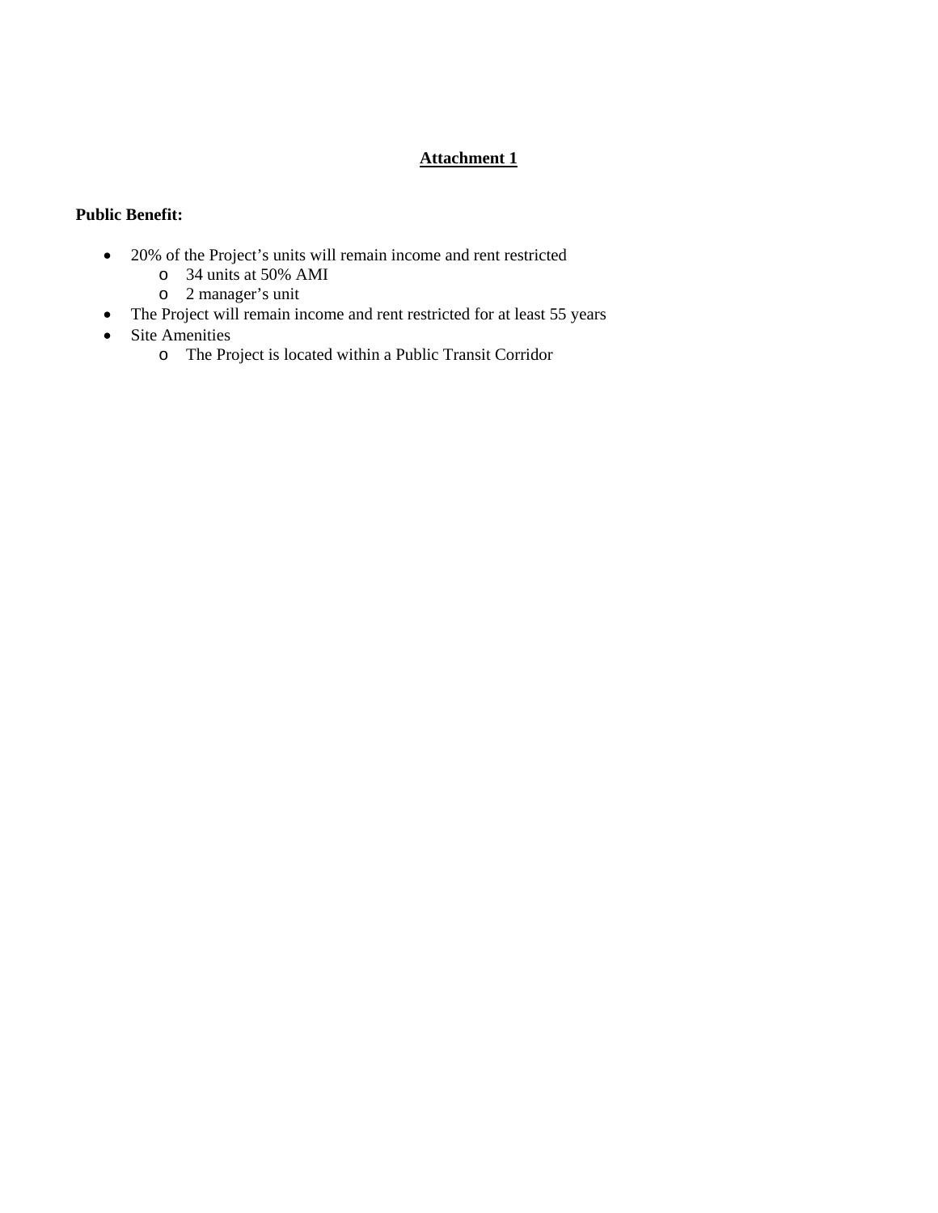# Attachment 1

**Public Benefit:**

- 20% of the Project's units will remain income and rent restricted
  - 34 units at 50% AMI
  - 2 manager's unit
- The Project will remain income and rent restricted for at least 55 years
- Site Amenities
  - The Project is located within a Public Transit Corridor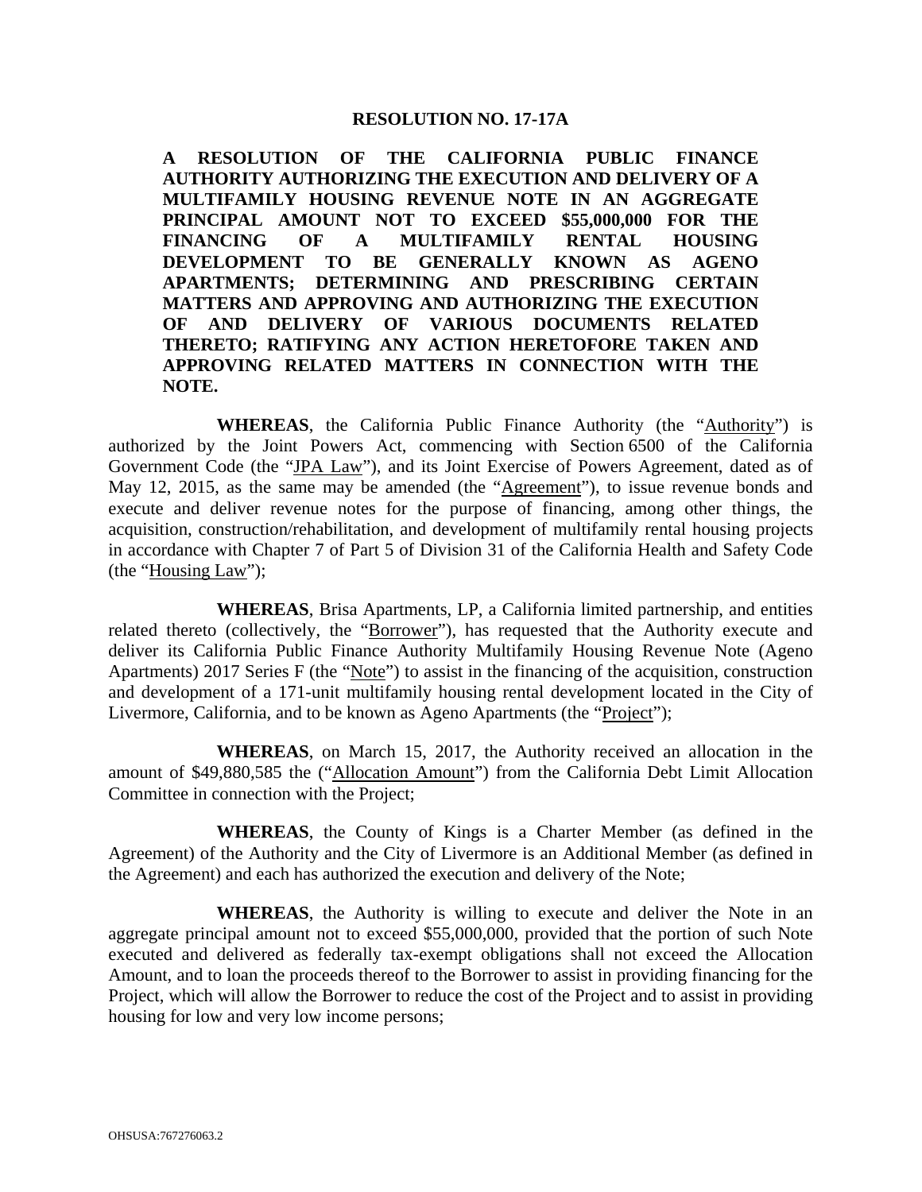**RESOLUTION NO. 17-17A**

**A RESOLUTION OF THE CALIFORNIA PUBLIC FINANCE AUTHORITY AUTHORIZING THE EXECUTION AND DELIVERY OF A MULTIFAMILY HOUSING REVENUE NOTE IN AN AGGREGATE PRINCIPAL AMOUNT NOT TO EXCEED $55,000,000 FOR THE FINANCING OF A MULTIFAMILY RENTAL HOUSING DEVELOPMENT TO BE GENERALLY KNOWN AS AGENO APARTMENTS; DETERMINING AND PRESCRIBING CERTAIN MATTERS AND APPROVING AND AUTHORIZING THE EXECUTION OF AND DELIVERY OF VARIOUS DOCUMENTS RELATED THERETO; RATIFYING ANY ACTION HERETOFORE TAKEN AND APPROVING RELATED MATTERS IN CONNECTION WITH THE NOTE.**

**WHEREAS**, the California Public Finance Authority (the "Authority") is authorized by the Joint Powers Act, commencing with Section 6500 of the California Government Code (the "JPA Law"), and its Joint Exercise of Powers Agreement, dated as of May 12, 2015, as the same may be amended (the "Agreement"), to issue revenue bonds and execute and deliver revenue notes for the purpose of financing, among other things, the acquisition, construction/rehabilitation, and development of multifamily rental housing projects in accordance with Chapter 7 of Part 5 of Division 31 of the California Health and Safety Code (the "Housing Law");

**WHEREAS**, Brisa Apartments, LP, a California limited partnership, and entities related thereto (collectively, the "Borrower"), has requested that the Authority execute and deliver its California Public Finance Authority Multifamily Housing Revenue Note (Ageno Apartments) 2017 Series F (the "Note") to assist in the financing of the acquisition, construction and development of a 171-unit multifamily housing rental development located in the City of Livermore, California, and to be known as Ageno Apartments (the "Project");

**WHEREAS**, on March 15, 2017, the Authority received an allocation in the amount of $49,880,585 the ("Allocation Amount") from the California Debt Limit Allocation Committee in connection with the Project;

**WHEREAS**, the County of Kings is a Charter Member (as defined in the Agreement) of the Authority and the City of Livermore is an Additional Member (as defined in the Agreement) and each has authorized the execution and delivery of the Note;

**WHEREAS**, the Authority is willing to execute and deliver the Note in an aggregate principal amount not to exceed $55,000,000, provided that the portion of such Note executed and delivered as federally tax-exempt obligations shall not exceed the Allocation Amount, and to loan the proceeds thereof to the Borrower to assist in providing financing for the Project, which will allow the Borrower to reduce the cost of the Project and to assist in providing housing for low and very low income persons;

OHSUSA:767276063.2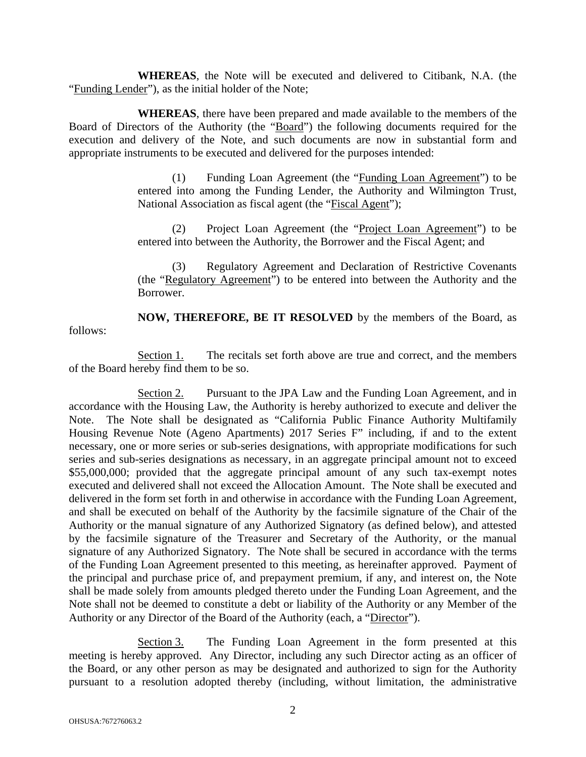**WHEREAS**, the Note will be executed and delivered to Citibank, N.A. (the "Funding Lender"), as the initial holder of the Note;

**WHEREAS**, there have been prepared and made available to the members of the Board of Directors of the Authority (the "Board") the following documents required for the execution and delivery of the Note, and such documents are now in substantial form and appropriate instruments to be executed and delivered for the purposes intended:

(1) Funding Loan Agreement (the "Funding Loan Agreement") to be entered into among the Funding Lender, the Authority and Wilmington Trust, National Association as fiscal agent (the "Fiscal Agent");

(2) Project Loan Agreement (the "Project Loan Agreement") to be entered into between the Authority, the Borrower and the Fiscal Agent; and

(3) Regulatory Agreement and Declaration of Restrictive Covenants (the "Regulatory Agreement") to be entered into between the Authority and the Borrower.

**NOW, THEREFORE, BE IT RESOLVED** by the members of the Board, as follows:

Section 1. The recitals set forth above are true and correct, and the members of the Board hereby find them to be so.

Section 2. Pursuant to the JPA Law and the Funding Loan Agreement, and in accordance with the Housing Law, the Authority is hereby authorized to execute and deliver the Note. The Note shall be designated as "California Public Finance Authority Multifamily Housing Revenue Note (Ageno Apartments) 2017 Series F" including, if and to the extent necessary, one or more series or sub-series designations, with appropriate modifications for such series and sub-series designations as necessary, in an aggregate principal amount not to exceed \$55,000,000; provided that the aggregate principal amount of any such tax-exempt notes executed and delivered shall not exceed the Allocation Amount. The Note shall be executed and delivered in the form set forth in and otherwise in accordance with the Funding Loan Agreement, and shall be executed on behalf of the Authority by the facsimile signature of the Chair of the Authority or the manual signature of any Authorized Signatory (as defined below), and attested by the facsimile signature of the Treasurer and Secretary of the Authority, or the manual signature of any Authorized Signatory. The Note shall be secured in accordance with the terms of the Funding Loan Agreement presented to this meeting, as hereinafter approved. Payment of the principal and purchase price of, and prepayment premium, if any, and interest on, the Note shall be made solely from amounts pledged thereto under the Funding Loan Agreement, and the Note shall not be deemed to constitute a debt or liability of the Authority or any Member of the Authority or any Director of the Board of the Authority (each, a "Director").

Section 3. The Funding Loan Agreement in the form presented at this meeting is hereby approved. Any Director, including any such Director acting as an officer of the Board, or any other person as may be designated and authorized to sign for the Authority pursuant to a resolution adopted thereby (including, without limitation, the administrative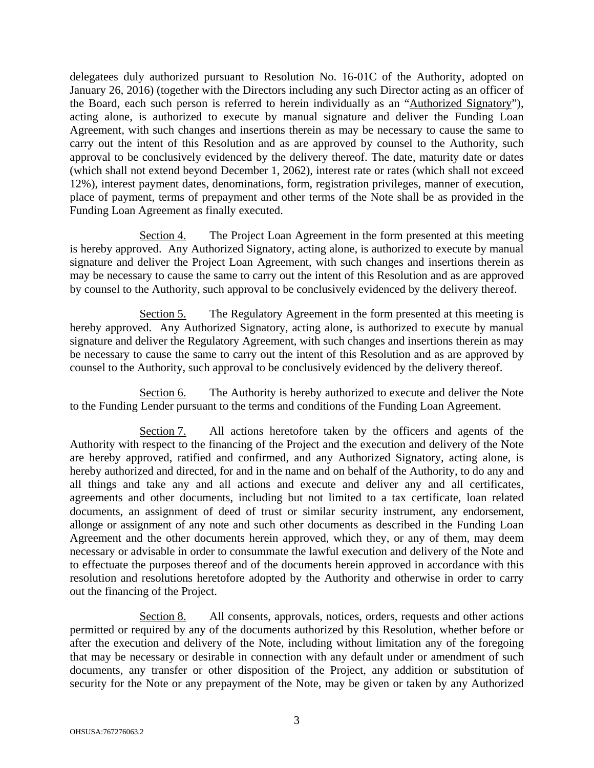delegatees duly authorized pursuant to Resolution No. 16-01C of the Authority, adopted on January 26, 2016) (together with the Directors including any such Director acting as an officer of the Board, each such person is referred to herein individually as an "Authorized Signatory"), acting alone, is authorized to execute by manual signature and deliver the Funding Loan Agreement, with such changes and insertions therein as may be necessary to cause the same to carry out the intent of this Resolution and as are approved by counsel to the Authority, such approval to be conclusively evidenced by the delivery thereof. The date, maturity date or dates (which shall not extend beyond December 1, 2062), interest rate or rates (which shall not exceed 12%), interest payment dates, denominations, form, registration privileges, manner of execution, place of payment, terms of prepayment and other terms of the Note shall be as provided in the Funding Loan Agreement as finally executed.

Section 4. The Project Loan Agreement in the form presented at this meeting is hereby approved. Any Authorized Signatory, acting alone, is authorized to execute by manual signature and deliver the Project Loan Agreement, with such changes and insertions therein as may be necessary to cause the same to carry out the intent of this Resolution and as are approved by counsel to the Authority, such approval to be conclusively evidenced by the delivery thereof.

Section 5. The Regulatory Agreement in the form presented at this meeting is hereby approved. Any Authorized Signatory, acting alone, is authorized to execute by manual signature and deliver the Regulatory Agreement, with such changes and insertions therein as may be necessary to cause the same to carry out the intent of this Resolution and as are approved by counsel to the Authority, such approval to be conclusively evidenced by the delivery thereof.

Section 6. The Authority is hereby authorized to execute and deliver the Note to the Funding Lender pursuant to the terms and conditions of the Funding Loan Agreement.

Section 7. All actions heretofore taken by the officers and agents of the Authority with respect to the financing of the Project and the execution and delivery of the Note are hereby approved, ratified and confirmed, and any Authorized Signatory, acting alone, is hereby authorized and directed, for and in the name and on behalf of the Authority, to do any and all things and take any and all actions and execute and deliver any and all certificates, agreements and other documents, including but not limited to a tax certificate, loan related documents, an assignment of deed of trust or similar security instrument, any endorsement, allonge or assignment of any note and such other documents as described in the Funding Loan Agreement and the other documents herein approved, which they, or any of them, may deem necessary or advisable in order to consummate the lawful execution and delivery of the Note and to effectuate the purposes thereof and of the documents herein approved in accordance with this resolution and resolutions heretofore adopted by the Authority and otherwise in order to carry out the financing of the Project.

Section 8. All consents, approvals, notices, orders, requests and other actions permitted or required by any of the documents authorized by this Resolution, whether before or after the execution and delivery of the Note, including without limitation any of the foregoing that may be necessary or desirable in connection with any default under or amendment of such documents, any transfer or other disposition of the Project, any addition or substitution of security for the Note or any prepayment of the Note, may be given or taken by any Authorized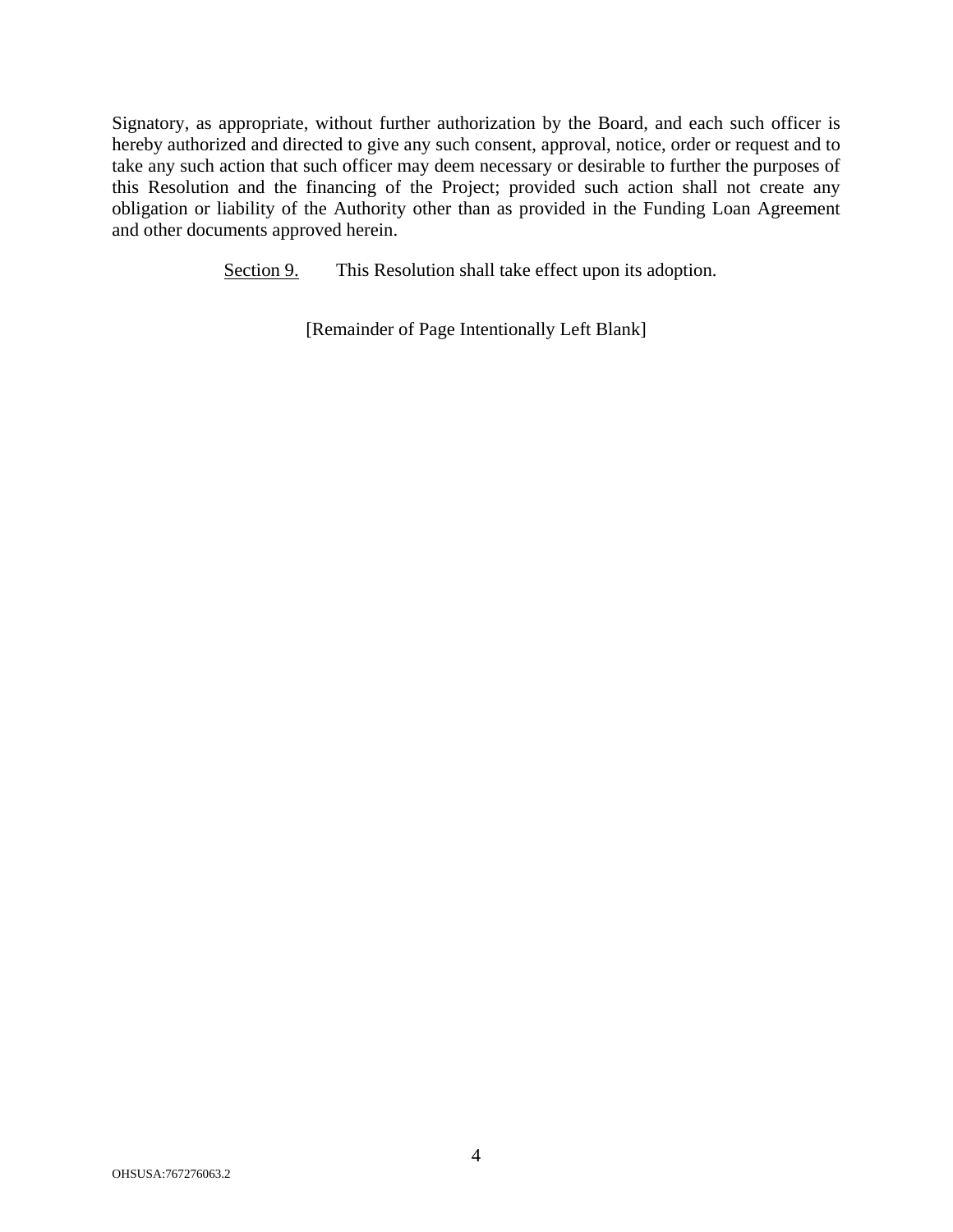Signatory, as appropriate, without further authorization by the Board, and each such officer is hereby authorized and directed to give any such consent, approval, notice, order or request and to take any such action that such officer may deem necessary or desirable to further the purposes of this Resolution and the financing of the Project; provided such action shall not create any obligation or liability of the Authority other than as provided in the Funding Loan Agreement and other documents approved herein.

Section 9. This Resolution shall take effect upon its adoption.

[Remainder of Page Intentionally Left Blank]

OHSUSA:767276063.2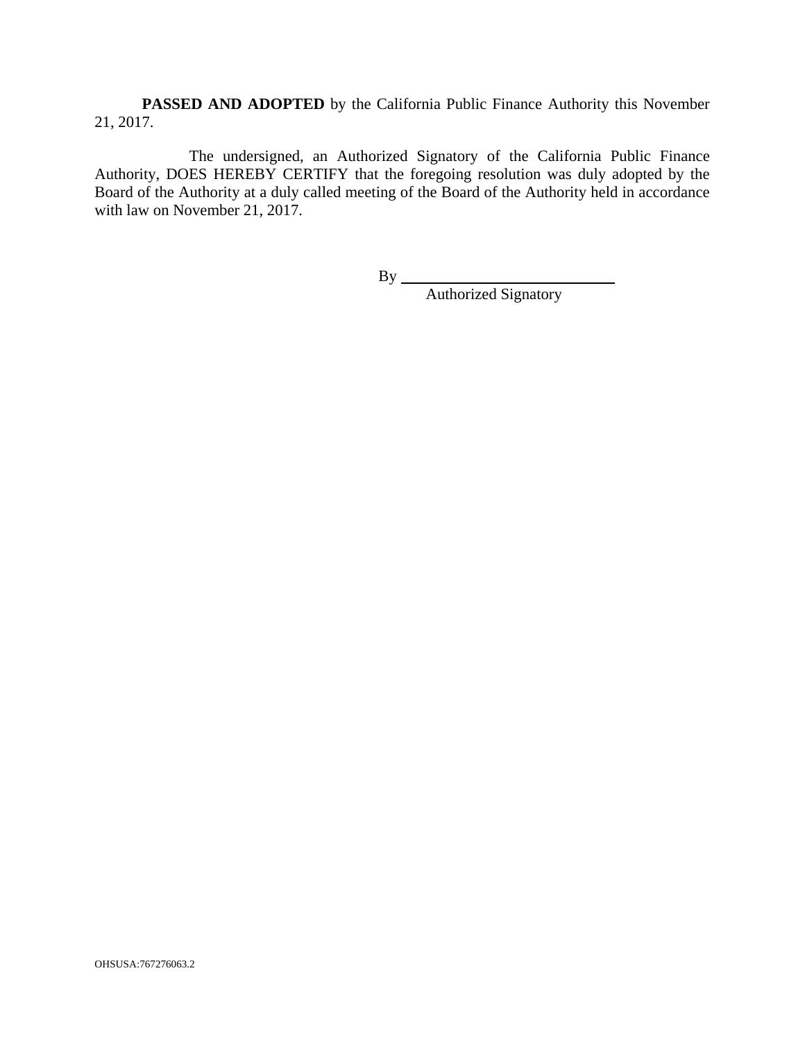**PASSED AND ADOPTED** by the California Public Finance Authority this November 21, 2017.

The undersigned, an Authorized Signatory of the California Public Finance Authority, DOES HEREBY CERTIFY that the foregoing resolution was duly adopted by the Board of the Authority at a duly called meeting of the Board of the Authority held in accordance with law on November 21, 2017.

By ____________________________

Authorized Signatory

OHSUSA:767276063.2